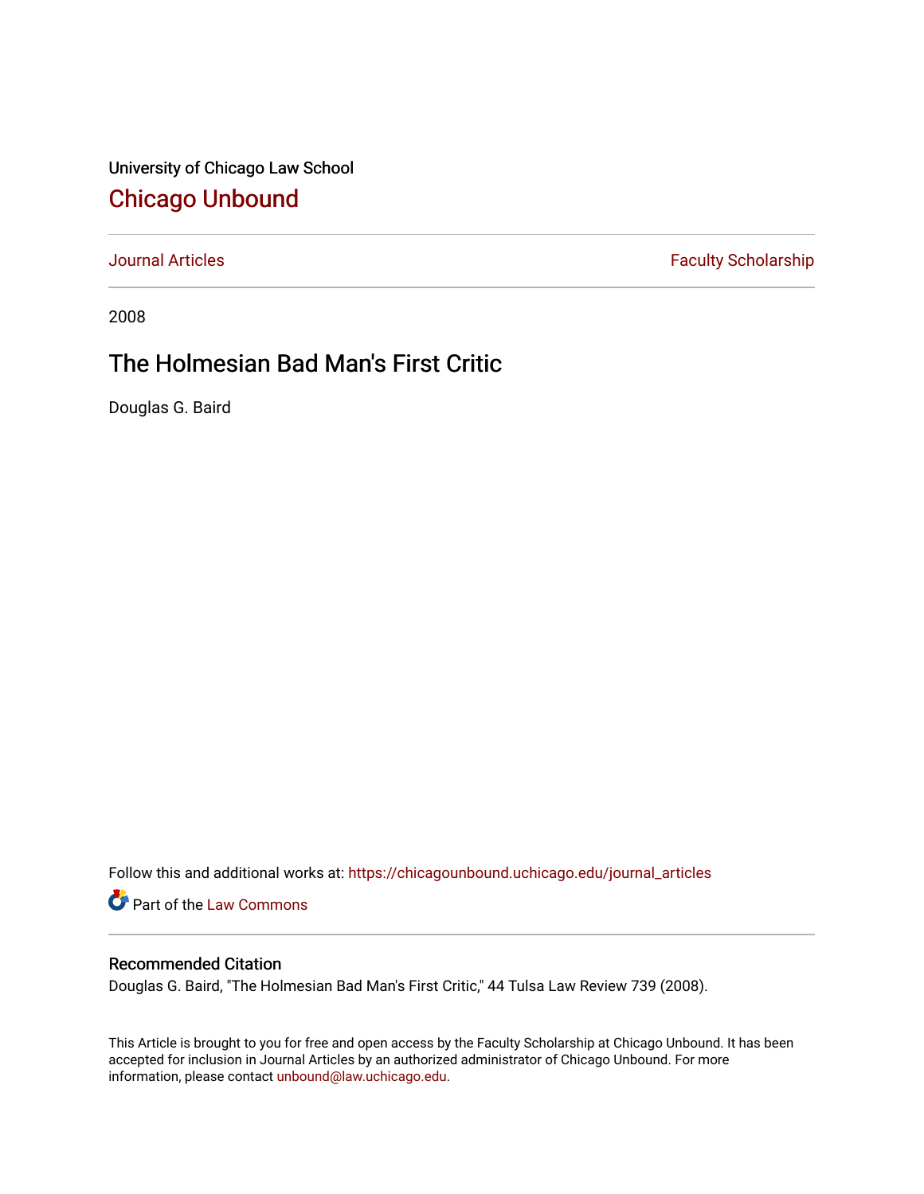University of Chicago Law School

# Chicago Unbound

Journal Articles | Faculty Scholarship

2008

## The Holmesian Bad Man's First Critic

Douglas G. Baird

Follow this and additional works at: https://chicagounbound.uchicago.edu/journal_articles

Part of the Law Commons

### Recommended Citation

Douglas G. Baird, "The Holmesian Bad Man's First Critic," 44 Tulsa Law Review 739 (2008).

This Article is brought to you for free and open access by the Faculty Scholarship at Chicago Unbound. It has been accepted for inclusion in Journal Articles by an authorized administrator of Chicago Unbound. For more information, please contact unbound@law.uchicago.edu.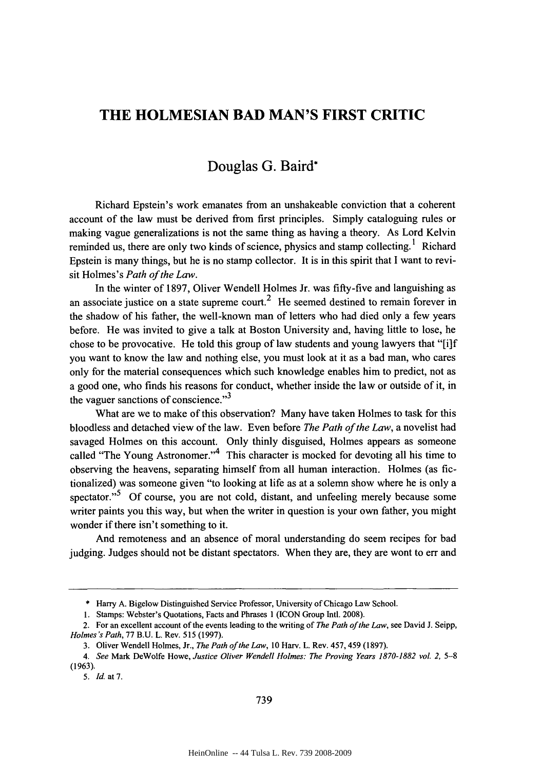# THE HOLMESIAN BAD MAN'S FIRST CRITIC

## Douglas G. Baird*

Richard Epstein's work emanates from an unshakeable conviction that a coherent account of the law must be derived from first principles. Simply cataloguing rules or making vague generalizations is not the same thing as having a theory. As Lord Kelvin reminded us, there are only two kinds of science, physics and stamp collecting.[1] Richard Epstein is many things, but he is no stamp collector. It is in this spirit that I want to revisit Holmes's *Path of the Law*.

In the winter of 1897, Oliver Wendell Holmes Jr. was fifty-five and languishing as an associate justice on a state supreme court.[2] He seemed destined to remain forever in the shadow of his father, the well-known man of letters who had died only a few years before. He was invited to give a talk at Boston University and, having little to lose, he chose to be provocative. He told this group of law students and young lawyers that "[i]f you want to know the law and nothing else, you must look at it as a bad man, who cares only for the material consequences which such knowledge enables him to predict, not as a good one, who finds his reasons for conduct, whether inside the law or outside of it, in the vaguer sanctions of conscience."[3]

What are we to make of this observation? Many have taken Holmes to task for this bloodless and detached view of the law. Even before *The Path of the Law*, a novelist had savaged Holmes on this account. Only thinly disguised, Holmes appears as someone called "The Young Astronomer."[4] This character is mocked for devoting all his time to observing the heavens, separating himself from all human interaction. Holmes (as fictionalized) was someone given "to looking at life as at a solemn show where he is only a spectator."[5] Of course, you are not cold, distant, and unfeeling merely because some writer paints you this way, but when the writer in question is your own father, you might wonder if there isn't something to it.

And remoteness and an absence of moral understanding do seem recipes for bad judging. Judges should not be distant spectators. When they are, they are wont to err and

---

\* Harry A. Bigelow Distinguished Service Professor, University of Chicago Law School.

1. Stamps: Webster's Quotations, Facts and Phrases 1 (ICON Group Intl. 2008).

2. For an excellent account of the events leading to the writing of *The Path of the Law*, see David J. Seipp, *Holmes's Path*, 77 B.U. L. Rev. 515 (1997).

3. Oliver Wendell Holmes, Jr., *The Path of the Law*, 10 Harv. L. Rev. 457, 459 (1897).

4. *See* Mark DeWolfe Howe, *Justice Oliver Wendell Holmes: The Proving Years 1870-1882 vol. 2*, 5–8 (1963).

5. *Id.* at 7.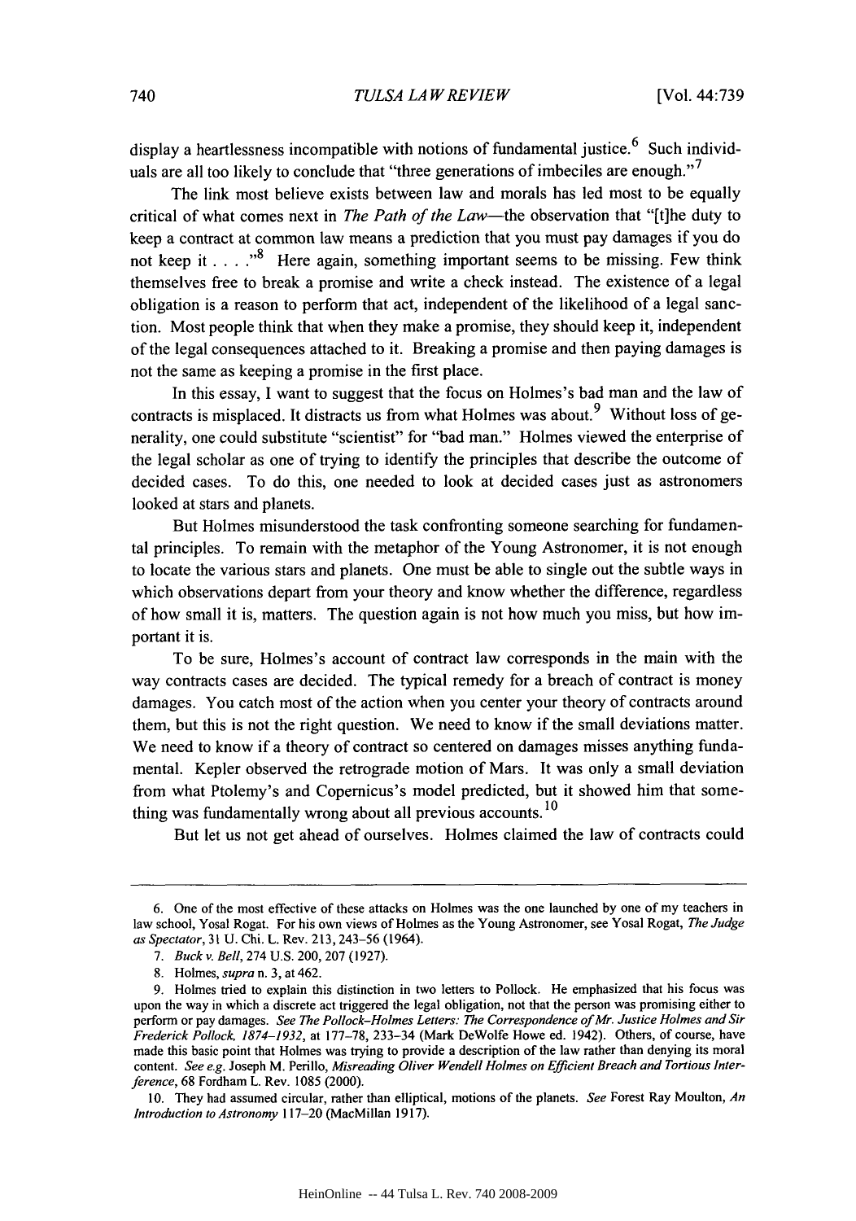display a heartlessness incompatible with notions of fundamental justice.[6] Such individuals are all too likely to conclude that "three generations of imbeciles are enough."[7]

The link most believe exists between law and morals has led most to be equally critical of what comes next in *The Path of the Law*—the observation that "[t]he duty to keep a contract at common law means a prediction that you must pay damages if you do not keep it . . . ."[8] Here again, something important seems to be missing. Few think themselves free to break a promise and write a check instead. The existence of a legal obligation is a reason to perform that act, independent of the likelihood of a legal sanction. Most people think that when they make a promise, they should keep it, independent of the legal consequences attached to it. Breaking a promise and then paying damages is not the same as keeping a promise in the first place.

In this essay, I want to suggest that the focus on Holmes's bad man and the law of contracts is misplaced. It distracts us from what Holmes was about.[9] Without loss of generality, one could substitute "scientist" for "bad man." Holmes viewed the enterprise of the legal scholar as one of trying to identify the principles that describe the outcome of decided cases. To do this, one needed to look at decided cases just as astronomers looked at stars and planets.

But Holmes misunderstood the task confronting someone searching for fundamental principles. To remain with the metaphor of the Young Astronomer, it is not enough to locate the various stars and planets. One must be able to single out the subtle ways in which observations depart from your theory and know whether the difference, regardless of how small it is, matters. The question again is not how much you miss, but how important it is.

To be sure, Holmes's account of contract law corresponds in the main with the way contracts cases are decided. The typical remedy for a breach of contract is money damages. You catch most of the action when you center your theory of contracts around them, but this is not the right question. We need to know if the small deviations matter. We need to know if a theory of contract so centered on damages misses anything fundamental. Kepler observed the retrograde motion of Mars. It was only a small deviation from what Ptolemy's and Copernicus's model predicted, but it showed him that something was fundamentally wrong about all previous accounts.[10]

But let us not get ahead of ourselves. Holmes claimed the law of contracts could

---

6. One of the most effective of these attacks on Holmes was the one launched by one of my teachers in law school, Yosal Rogat. For his own views of Holmes as the Young Astronomer, see Yosal Rogat, *The Judge as Spectator*, 31 U. Chi. L. Rev. 213, 243–56 (1964).

7. *Buck v. Bell*, 274 U.S. 200, 207 (1927).

8. Holmes, *supra* n. 3, at 462.

9. Holmes tried to explain this distinction in two letters to Pollock. He emphasized that his focus was upon the way in which a discrete act triggered the legal obligation, not that the person was promising either to perform or pay damages. *See The Pollock–Holmes Letters: The Correspondence of Mr. Justice Holmes and Sir Frederick Pollock, 1874–1932*, at 177–78, 233–34 (Mark DeWolfe Howe ed. 1942). Others, of course, have made this basic point that Holmes was trying to provide a description of the law rather than denying its moral content. *See e.g.* Joseph M. Perillo, *Misreading Oliver Wendell Holmes on Efficient Breach and Tortious Interference*, 68 Fordham L. Rev. 1085 (2000).

10. They had assumed circular, rather than elliptical, motions of the planets. *See* Forest Ray Moulton, *An Introduction to Astronomy* 117–20 (MacMillan 1917).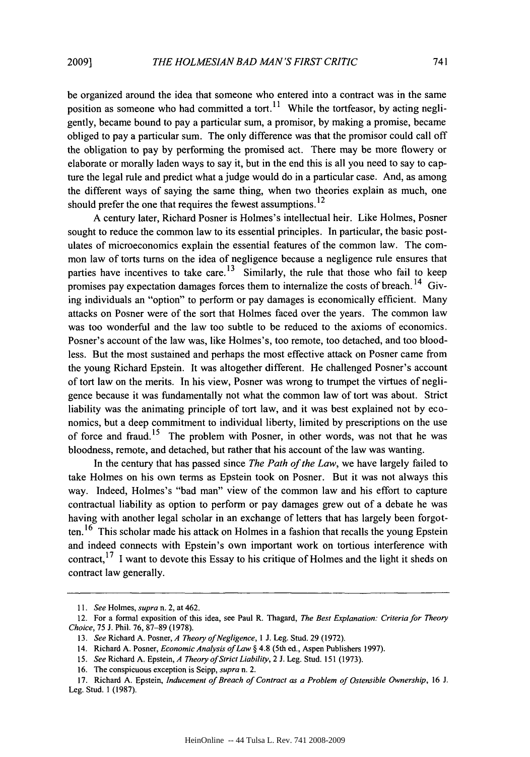be organized around the idea that someone who entered into a contract was in the same position as someone who had committed a tort.[11] While the tortfeasor, by acting negligently, became bound to pay a particular sum, a promisor, by making a promise, became obliged to pay a particular sum. The only difference was that the promisor could call off the obligation to pay by performing the promised act. There may be more flowery or elaborate or morally laden ways to say it, but in the end this is all you need to say to capture the legal rule and predict what a judge would do in a particular case. And, as among the different ways of saying the same thing, when two theories explain as much, one should prefer the one that requires the fewest assumptions.[12]

A century later, Richard Posner is Holmes's intellectual heir. Like Holmes, Posner sought to reduce the common law to its essential principles. In particular, the basic postulates of microeconomics explain the essential features of the common law. The common law of torts turns on the idea of negligence because a negligence rule ensures that parties have incentives to take care.[13] Similarly, the rule that those who fail to keep promises pay expectation damages forces them to internalize the costs of breach.[14] Giving individuals an "option" to perform or pay damages is economically efficient. Many attacks on Posner were of the sort that Holmes faced over the years. The common law was too wonderful and the law too subtle to be reduced to the axioms of economics. Posner's account of the law was, like Holmes's, too remote, too detached, and too bloodless. But the most sustained and perhaps the most effective attack on Posner came from the young Richard Epstein. It was altogether different. He challenged Posner's account of tort law on the merits. In his view, Posner was wrong to trumpet the virtues of negligence because it was fundamentally not what the common law of tort was about. Strict liability was the animating principle of tort law, and it was best explained not by economics, but a deep commitment to individual liberty, limited by prescriptions on the use of force and fraud.[15] The problem with Posner, in other words, was not that he was bloodness, remote, and detached, but rather that his account of the law was wanting.

In the century that has passed since *The Path of the Law*, we have largely failed to take Holmes on his own terms as Epstein took on Posner. But it was not always this way. Indeed, Holmes's "bad man" view of the common law and his effort to capture contractual liability as option to perform or pay damages grew out of a debate he was having with another legal scholar in an exchange of letters that has largely been forgotten.[16] This scholar made his attack on Holmes in a fashion that recalls the young Epstein and indeed connects with Epstein's own important work on tortious interference with contract,[17] I want to devote this Essay to his critique of Holmes and the light it sheds on contract law generally.

---

11. *See* Holmes, *supra* n. 2, at 462.

12. For a formal exposition of this idea, see Paul R. Thagard, *The Best Explanation: Criteria for Theory Choice*, 75 J. Phil. 76, 87–89 (1978).

13. *See* Richard A. Posner, *A Theory of Negligence*, 1 J. Leg. Stud. 29 (1972).

14. Richard A. Posner, *Economic Analysis of Law* § 4.8 (5th ed., Aspen Publishers 1997).

15. *See* Richard A. Epstein, *A Theory of Strict Liability*, 2 J. Leg. Stud. 151 (1973).

16. The conspicuous exception is Seipp, *supra* n. 2.

17. Richard A. Epstein, *Inducement of Breach of Contract as a Problem of Ostensible Ownership*, 16 J. Leg. Stud. 1 (1987).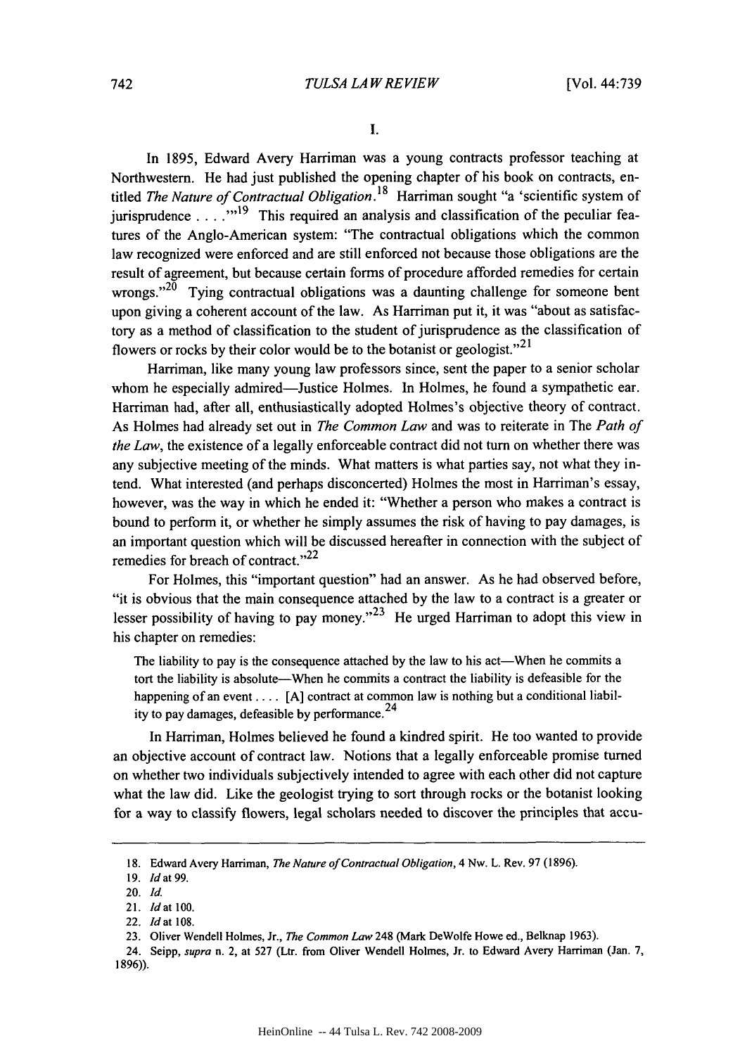## I.

In 1895, Edward Avery Harriman was a young contracts professor teaching at Northwestern. He had just published the opening chapter of his book on contracts, entitled *The Nature of Contractual Obligation*.[18] Harriman sought "a 'scientific system of jurisprudence . . . .'"[19] This required an analysis and classification of the peculiar features of the Anglo-American system: "The contractual obligations which the common law recognized were enforced and are still enforced not because those obligations are the result of agreement, but because certain forms of procedure afforded remedies for certain wrongs."[20] Tying contractual obligations was a daunting challenge for someone bent upon giving a coherent account of the law. As Harriman put it, it was "about as satisfactory as a method of classification to the student of jurisprudence as the classification of flowers or rocks by their color would be to the botanist or geologist."[21]

Harriman, like many young law professors since, sent the paper to a senior scholar whom he especially admired—Justice Holmes. In Holmes, he found a sympathetic ear. Harriman had, after all, enthusiastically adopted Holmes's objective theory of contract. As Holmes had already set out in *The Common Law* and was to reiterate in The *Path of the Law*, the existence of a legally enforceable contract did not turn on whether there was any subjective meeting of the minds. What matters is what parties say, not what they intend. What interested (and perhaps disconcerted) Holmes the most in Harriman's essay, however, was the way in which he ended it: "Whether a person who makes a contract is bound to perform it, or whether he simply assumes the risk of having to pay damages, is an important question which will be discussed hereafter in connection with the subject of remedies for breach of contract."[22]

For Holmes, this "important question" had an answer. As he had observed before, "it is obvious that the main consequence attached by the law to a contract is a greater or lesser possibility of having to pay money."[23] He urged Harriman to adopt this view in his chapter on remedies:

> The liability to pay is the consequence attached by the law to his act—When he commits a tort the liability is absolute—When he commits a contract the liability is defeasible for the happening of an event . . . . [A] contract at common law is nothing but a conditional liability to pay damages, defeasible by performance.[24]

In Harriman, Holmes believed he found a kindred spirit. He too wanted to provide an objective account of contract law. Notions that a legally enforceable promise turned on whether two individuals subjectively intended to agree with each other did not capture what the law did. Like the geologist trying to sort through rocks or the botanist looking for a way to classify flowers, legal scholars needed to discover the principles that accu-

---

18. Edward Avery Harriman, *The Nature of Contractual Obligation*, 4 Nw. L. Rev. 97 (1896).

19. *Id* at 99.

20. *Id.*

21. *Id* at 100.

22. *Id* at 108.

23. Oliver Wendell Holmes, Jr., *The Common Law* 248 (Mark DeWolfe Howe ed., Belknap 1963).

24. Seipp, *supra* n. 2, at 527 (Ltr. from Oliver Wendell Holmes, Jr. to Edward Avery Harriman (Jan. 7, 1896)).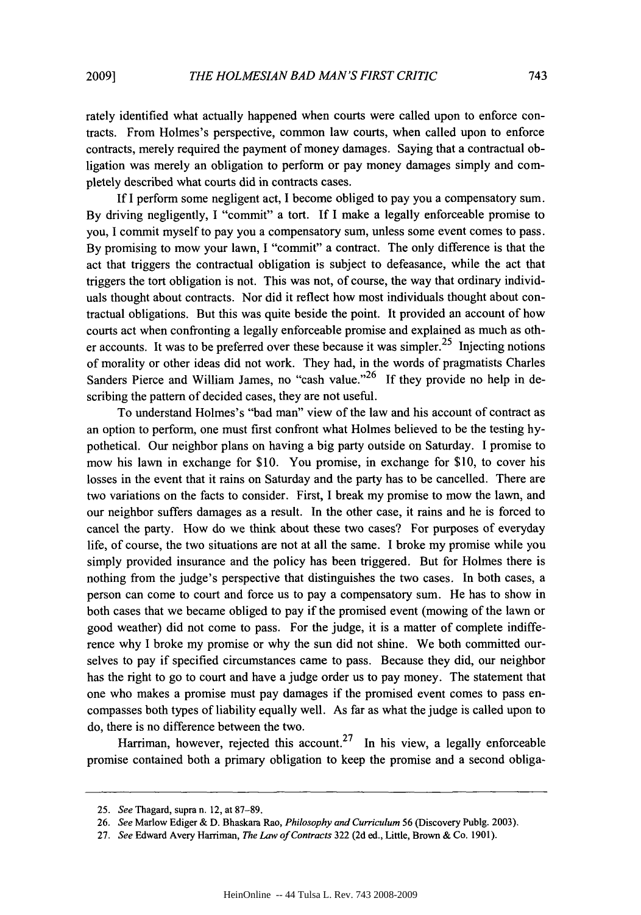rately identified what actually happened when courts were called upon to enforce contracts. From Holmes's perspective, common law courts, when called upon to enforce contracts, merely required the payment of money damages. Saying that a contractual obligation was merely an obligation to perform or pay money damages simply and completely described what courts did in contracts cases.

If I perform some negligent act, I become obliged to pay you a compensatory sum. By driving negligently, I "commit" a tort. If I make a legally enforceable promise to you, I commit myself to pay you a compensatory sum, unless some event comes to pass. By promising to mow your lawn, I "commit" a contract. The only difference is that the act that triggers the contractual obligation is subject to defeasance, while the act that triggers the tort obligation is not. This was not, of course, the way that ordinary individuals thought about contracts. Nor did it reflect how most individuals thought about contractual obligations. But this was quite beside the point. It provided an account of how courts act when confronting a legally enforceable promise and explained as much as other accounts. It was to be preferred over these because it was simpler.[25] Injecting notions of morality or other ideas did not work. They had, in the words of pragmatists Charles Sanders Pierce and William James, no "cash value."[26] If they provide no help in describing the pattern of decided cases, they are not useful.

To understand Holmes's "bad man" view of the law and his account of contract as an option to perform, one must first confront what Holmes believed to be the testing hypothetical. Our neighbor plans on having a big party outside on Saturday. I promise to mow his lawn in exchange for $10. You promise, in exchange for $10, to cover his losses in the event that it rains on Saturday and the party has to be cancelled. There are two variations on the facts to consider. First, I break my promise to mow the lawn, and our neighbor suffers damages as a result. In the other case, it rains and he is forced to cancel the party. How do we think about these two cases? For purposes of everyday life, of course, the two situations are not at all the same. I broke my promise while you simply provided insurance and the policy has been triggered. But for Holmes there is nothing from the judge's perspective that distinguishes the two cases. In both cases, a person can come to court and force us to pay a compensatory sum. He has to show in both cases that we became obliged to pay if the promised event (mowing of the lawn or good weather) did not come to pass. For the judge, it is a matter of complete indifference why I broke my promise or why the sun did not shine. We both committed ourselves to pay if specified circumstances came to pass. Because they did, our neighbor has the right to go to court and have a judge order us to pay money. The statement that one who makes a promise must pay damages if the promised event comes to pass encompasses both types of liability equally well. As far as what the judge is called upon to do, there is no difference between the two.

Harriman, however, rejected this account.[27] In his view, a legally enforceable promise contained both a primary obligation to keep the promise and a second obliga-

---

25. *See* Thagard, supra n. 12, at 87–89.

26. *See* Marlow Ediger & D. Bhaskara Rao, *Philosophy and Curriculum* 56 (Discovery Publg. 2003).

27. *See* Edward Avery Harriman, *The Law of Contracts* 322 (2d ed., Little, Brown & Co. 1901).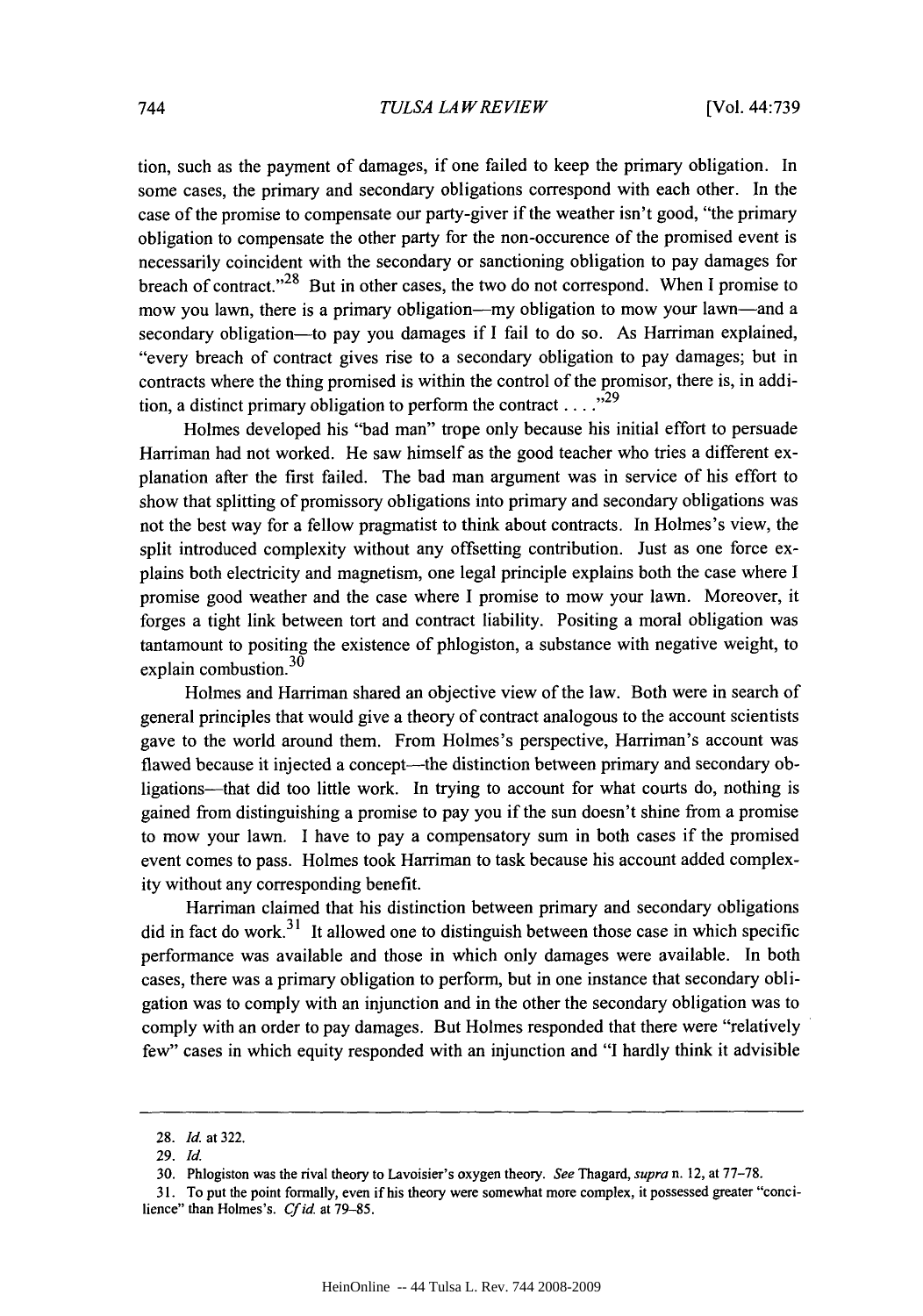tion, such as the payment of damages, if one failed to keep the primary obligation. In some cases, the primary and secondary obligations correspond with each other. In the case of the promise to compensate our party-giver if the weather isn't good, "the primary obligation to compensate the other party for the non-occurence of the promised event is necessarily coincident with the secondary or sanctioning obligation to pay damages for breach of contract."[28] But in other cases, the two do not correspond. When I promise to mow you lawn, there is a primary obligation—my obligation to mow your lawn—and a secondary obligation—to pay you damages if I fail to do so. As Harriman explained, "every breach of contract gives rise to a secondary obligation to pay damages; but in contracts where the thing promised is within the control of the promisor, there is, in addition, a distinct primary obligation to perform the contract . . . ."[29]

Holmes developed his "bad man" trope only because his initial effort to persuade Harriman had not worked. He saw himself as the good teacher who tries a different explanation after the first failed. The bad man argument was in service of his effort to show that splitting of promissory obligations into primary and secondary obligations was not the best way for a fellow pragmatist to think about contracts. In Holmes's view, the split introduced complexity without any offsetting contribution. Just as one force explains both electricity and magnetism, one legal principle explains both the case where I promise good weather and the case where I promise to mow your lawn. Moreover, it forges a tight link between tort and contract liability. Positing a moral obligation was tantamount to positing the existence of phlogiston, a substance with negative weight, to explain combustion.[30]

Holmes and Harriman shared an objective view of the law. Both were in search of general principles that would give a theory of contract analogous to the account scientists gave to the world around them. From Holmes's perspective, Harriman's account was flawed because it injected a concept—the distinction between primary and secondary obligations—that did too little work. In trying to account for what courts do, nothing is gained from distinguishing a promise to pay you if the sun doesn't shine from a promise to mow your lawn. I have to pay a compensatory sum in both cases if the promised event comes to pass. Holmes took Harriman to task because his account added complexity without any corresponding benefit.

Harriman claimed that his distinction between primary and secondary obligations did in fact do work.[31] It allowed one to distinguish between those case in which specific performance was available and those in which only damages were available. In both cases, there was a primary obligation to perform, but in one instance that secondary obligation was to comply with an injunction and in the other the secondary obligation was to comply with an order to pay damages. But Holmes responded that there were "relatively few" cases in which equity responded with an injunction and "I hardly think it advisible

---

28. *Id.* at 322.

29. *Id.*

30. Phlogiston was the rival theory to Lavoisier's oxygen theory. *See* Thagard, *supra* n. 12, at 77–78.

31. To put the point formally, even if his theory were somewhat more complex, it possessed greater "concilience" than Holmes's. *Cf id.* at 79–85.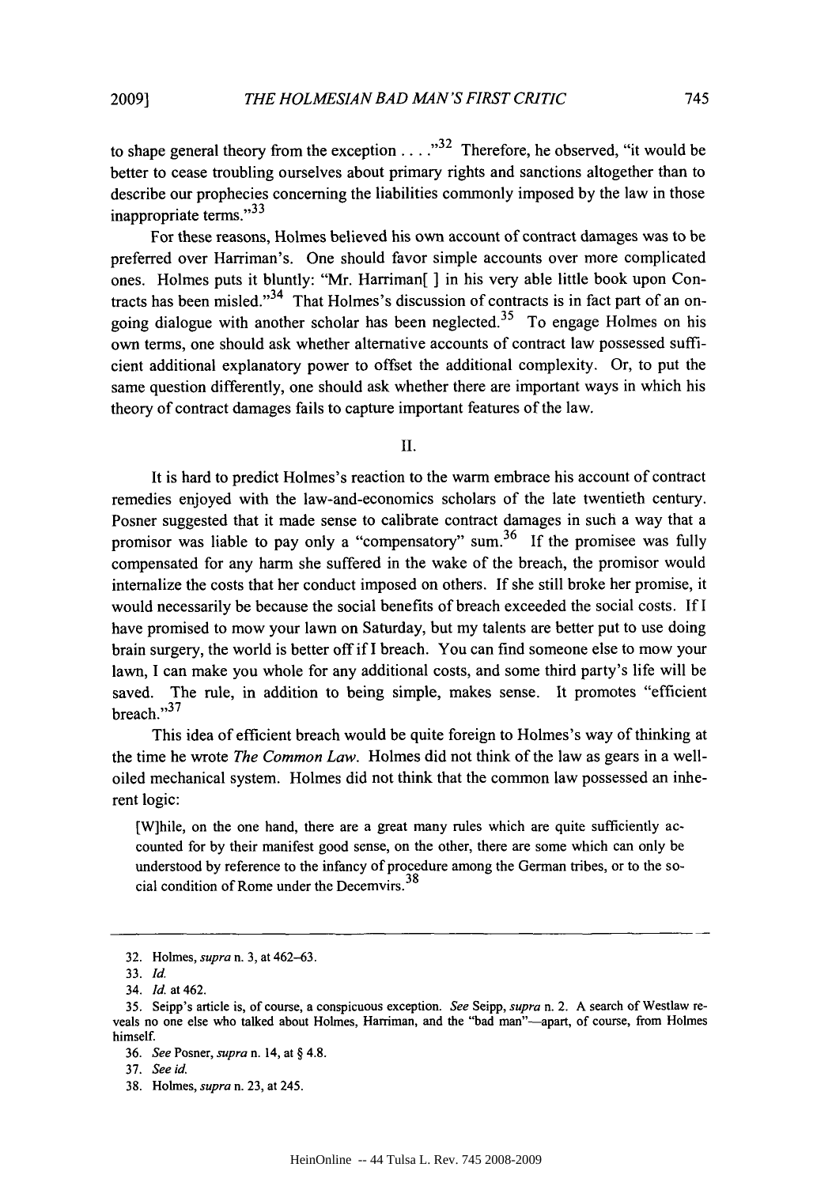to shape general theory from the exception . . . ."[32] Therefore, he observed, "it would be better to cease troubling ourselves about primary rights and sanctions altogether than to describe our prophecies concerning the liabilities commonly imposed by the law in those inappropriate terms."[33]

For these reasons, Holmes believed his own account of contract damages was to be preferred over Harriman's. One should favor simple accounts over more complicated ones. Holmes puts it bluntly: "Mr. Harriman[ ] in his very able little book upon Contracts has been misled."[34] That Holmes's discussion of contracts is in fact part of an ongoing dialogue with another scholar has been neglected.[35] To engage Holmes on his own terms, one should ask whether alternative accounts of contract law possessed sufficient additional explanatory power to offset the additional complexity. Or, to put the same question differently, one should ask whether there are important ways in which his theory of contract damages fails to capture important features of the law.

## II.

It is hard to predict Holmes's reaction to the warm embrace his account of contract remedies enjoyed with the law-and-economics scholars of the late twentieth century. Posner suggested that it made sense to calibrate contract damages in such a way that a promisor was liable to pay only a "compensatory" sum.[36] If the promisee was fully compensated for any harm she suffered in the wake of the breach, the promisor would internalize the costs that her conduct imposed on others. If she still broke her promise, it would necessarily be because the social benefits of breach exceeded the social costs. If I have promised to mow your lawn on Saturday, but my talents are better put to use doing brain surgery, the world is better off if I breach. You can find someone else to mow your lawn, I can make you whole for any additional costs, and some third party's life will be saved. The rule, in addition to being simple, makes sense. It promotes "efficient breach."[37]

This idea of efficient breach would be quite foreign to Holmes's way of thinking at the time he wrote *The Common Law*. Holmes did not think of the law as gears in a well-oiled mechanical system. Holmes did not think that the common law possessed an inherent logic:

> [W]hile, on the one hand, there are a great many rules which are quite sufficiently accounted for by their manifest good sense, on the other, there are some which can only be understood by reference to the infancy of procedure among the German tribes, or to the social condition of Rome under the Decemvirs.[38]

---

32. Holmes, *supra* n. 3, at 462–63.

33. *Id.*

34. *Id.* at 462.

35. Seipp's article is, of course, a conspicuous exception. *See* Seipp, *supra* n. 2. A search of Westlaw reveals no one else who talked about Holmes, Harriman, and the "bad man"—apart, of course, from Holmes himself.

36. *See* Posner, *supra* n. 14, at § 4.8.

37. *See id.*

38. Holmes, *supra* n. 23, at 245.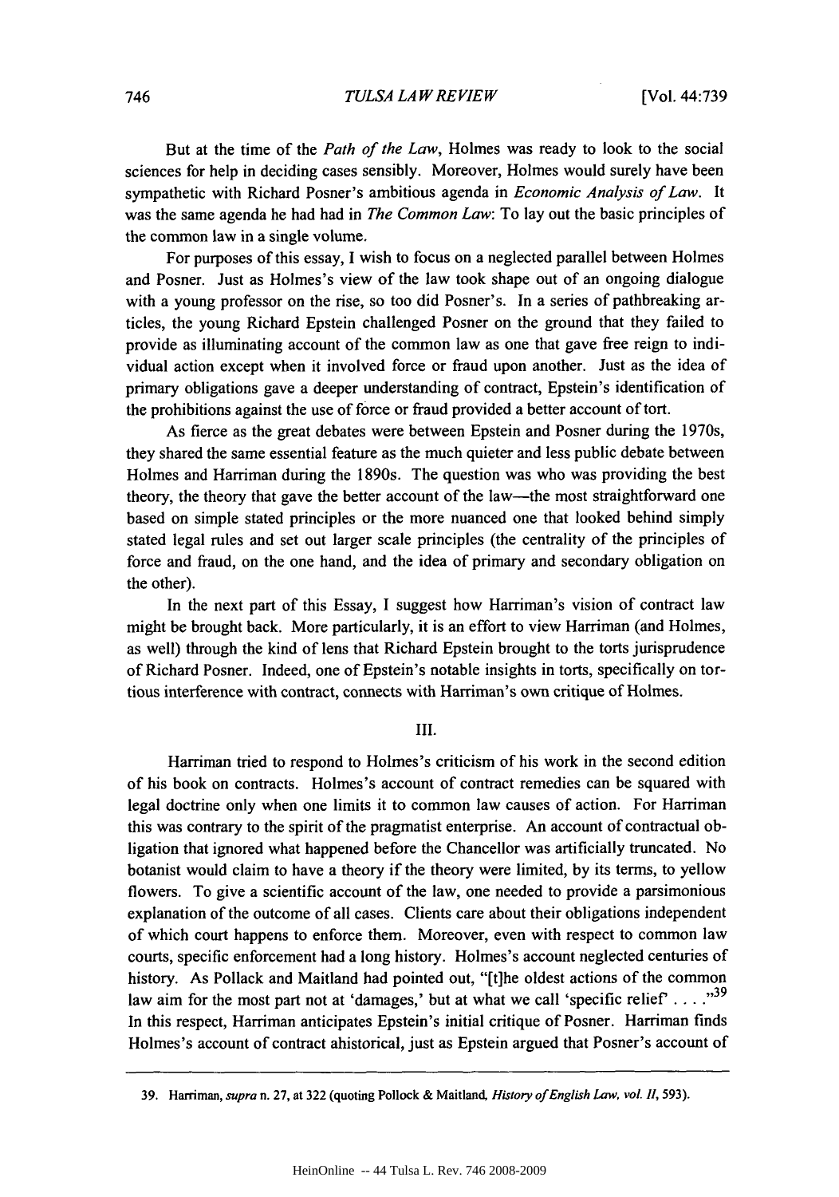But at the time of the *Path of the Law*, Holmes was ready to look to the social sciences for help in deciding cases sensibly. Moreover, Holmes would surely have been sympathetic with Richard Posner's ambitious agenda in *Economic Analysis of Law*. It was the same agenda he had had in *The Common Law*: To lay out the basic principles of the common law in a single volume.

For purposes of this essay, I wish to focus on a neglected parallel between Holmes and Posner. Just as Holmes's view of the law took shape out of an ongoing dialogue with a young professor on the rise, so too did Posner's. In a series of pathbreaking articles, the young Richard Epstein challenged Posner on the ground that they failed to provide as illuminating account of the common law as one that gave free reign to individual action except when it involved force or fraud upon another. Just as the idea of primary obligations gave a deeper understanding of contract, Epstein's identification of the prohibitions against the use of force or fraud provided a better account of tort.

As fierce as the great debates were between Epstein and Posner during the 1970s, they shared the same essential feature as the much quieter and less public debate between Holmes and Harriman during the 1890s. The question was who was providing the best theory, the theory that gave the better account of the law—the most straightforward one based on simple stated principles or the more nuanced one that looked behind simply stated legal rules and set out larger scale principles (the centrality of the principles of force and fraud, on the one hand, and the idea of primary and secondary obligation on the other).

In the next part of this Essay, I suggest how Harriman's vision of contract law might be brought back. More particularly, it is an effort to view Harriman (and Holmes, as well) through the kind of lens that Richard Epstein brought to the torts jurisprudence of Richard Posner. Indeed, one of Epstein's notable insights in torts, specifically on tortious interference with contract, connects with Harriman's own critique of Holmes.

## III.

Harriman tried to respond to Holmes's criticism of his work in the second edition of his book on contracts. Holmes's account of contract remedies can be squared with legal doctrine only when one limits it to common law causes of action. For Harriman this was contrary to the spirit of the pragmatist enterprise. An account of contractual obligation that ignored what happened before the Chancellor was artificially truncated. No botanist would claim to have a theory if the theory were limited, by its terms, to yellow flowers. To give a scientific account of the law, one needed to provide a parsimonious explanation of the outcome of all cases. Clients care about their obligations independent of which court happens to enforce them. Moreover, even with respect to common law courts, specific enforcement had a long history. Holmes's account neglected centuries of history. As Pollack and Maitland had pointed out, "[t]he oldest actions of the common law aim for the most part not at 'damages,' but at what we call 'specific relief' . . . ."[39] In this respect, Harriman anticipates Epstein's initial critique of Posner. Harriman finds Holmes's account of contract ahistorical, just as Epstein argued that Posner's account of

---

39. Harriman, *supra* n. 27, at 322 (quoting Pollock & Maitland, *History of English Law, vol. II*, 593).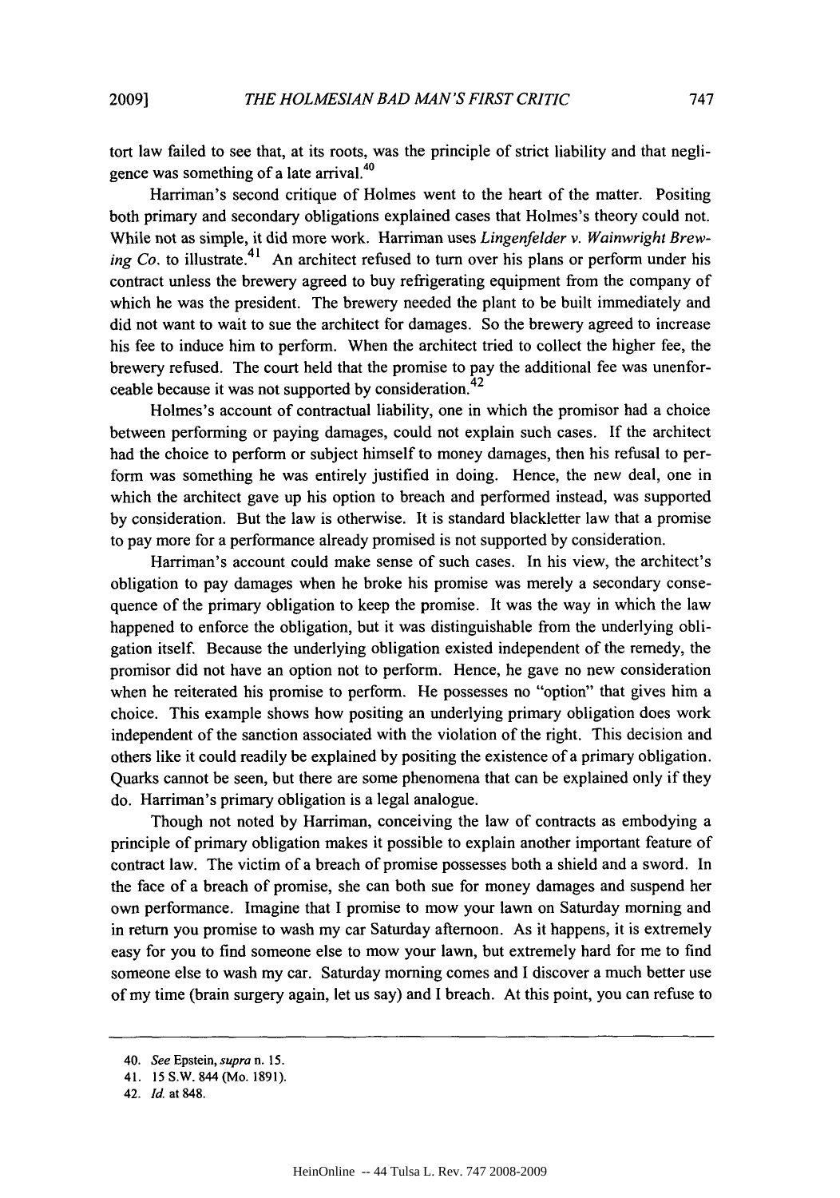tort law failed to see that, at its roots, was the principle of strict liability and that negligence was something of a late arrival.[40]

Harriman's second critique of Holmes went to the heart of the matter. Positing both primary and secondary obligations explained cases that Holmes's theory could not. While not as simple, it did more work. Harriman uses *Lingenfelder v. Wainwright Brewing Co.* to illustrate.[41] An architect refused to turn over his plans or perform under his contract unless the brewery agreed to buy refrigerating equipment from the company of which he was the president. The brewery needed the plant to be built immediately and did not want to wait to sue the architect for damages. So the brewery agreed to increase his fee to induce him to perform. When the architect tried to collect the higher fee, the brewery refused. The court held that the promise to pay the additional fee was unenforceable because it was not supported by consideration.[42]

Holmes's account of contractual liability, one in which the promisor had a choice between performing or paying damages, could not explain such cases. If the architect had the choice to perform or subject himself to money damages, then his refusal to perform was something he was entirely justified in doing. Hence, the new deal, one in which the architect gave up his option to breach and performed instead, was supported by consideration. But the law is otherwise. It is standard blackletter law that a promise to pay more for a performance already promised is not supported by consideration.

Harriman's account could make sense of such cases. In his view, the architect's obligation to pay damages when he broke his promise was merely a secondary consequence of the primary obligation to keep the promise. It was the way in which the law happened to enforce the obligation, but it was distinguishable from the underlying obligation itself. Because the underlying obligation existed independent of the remedy, the promisor did not have an option not to perform. Hence, he gave no new consideration when he reiterated his promise to perform. He possesses no "option" that gives him a choice. This example shows how positing an underlying primary obligation does work independent of the sanction associated with the violation of the right. This decision and others like it could readily be explained by positing the existence of a primary obligation. Quarks cannot be seen, but there are some phenomena that can be explained only if they do. Harriman's primary obligation is a legal analogue.

Though not noted by Harriman, conceiving the law of contracts as embodying a principle of primary obligation makes it possible to explain another important feature of contract law. The victim of a breach of promise possesses both a shield and a sword. In the face of a breach of promise, she can both sue for money damages and suspend her own performance. Imagine that I promise to mow your lawn on Saturday morning and in return you promise to wash my car Saturday afternoon. As it happens, it is extremely easy for you to find someone else to mow your lawn, but extremely hard for me to find someone else to wash my car. Saturday morning comes and I discover a much better use of my time (brain surgery again, let us say) and I breach. At this point, you can refuse to

---

40. *See* Epstein, *supra* n. 15.

41. 15 S.W. 844 (Mo. 1891).

42. *Id.* at 848.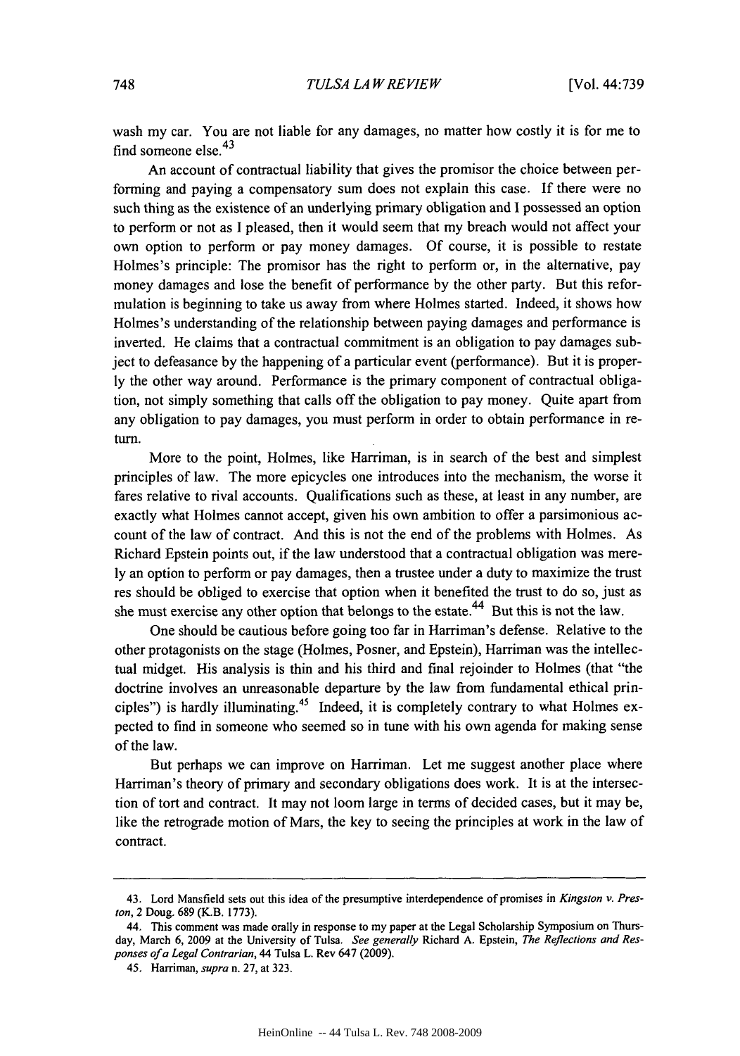wash my car. You are not liable for any damages, no matter how costly it is for me to find someone else.[43]

An account of contractual liability that gives the promisor the choice between performing and paying a compensatory sum does not explain this case. If there were no such thing as the existence of an underlying primary obligation and I possessed an option to perform or not as I pleased, then it would seem that my breach would not affect your own option to perform or pay money damages. Of course, it is possible to restate Holmes's principle: The promisor has the right to perform or, in the alternative, pay money damages and lose the benefit of performance by the other party. But this reformulation is beginning to take us away from where Holmes started. Indeed, it shows how Holmes's understanding of the relationship between paying damages and performance is inverted. He claims that a contractual commitment is an obligation to pay damages subject to defeasance by the happening of a particular event (performance). But it is properly the other way around. Performance is the primary component of contractual obligation, not simply something that calls off the obligation to pay money. Quite apart from any obligation to pay damages, you must perform in order to obtain performance in return.

More to the point, Holmes, like Harriman, is in search of the best and simplest principles of law. The more epicycles one introduces into the mechanism, the worse it fares relative to rival accounts. Qualifications such as these, at least in any number, are exactly what Holmes cannot accept, given his own ambition to offer a parsimonious account of the law of contract. And this is not the end of the problems with Holmes. As Richard Epstein points out, if the law understood that a contractual obligation was merely an option to perform or pay damages, then a trustee under a duty to maximize the trust res should be obliged to exercise that option when it benefited the trust to do so, just as she must exercise any other option that belongs to the estate.[44] But this is not the law.

One should be cautious before going too far in Harriman's defense. Relative to the other protagonists on the stage (Holmes, Posner, and Epstein), Harriman was the intellectual midget. His analysis is thin and his third and final rejoinder to Holmes (that "the doctrine involves an unreasonable departure by the law from fundamental ethical principles") is hardly illuminating.[45] Indeed, it is completely contrary to what Holmes expected to find in someone who seemed so in tune with his own agenda for making sense of the law.

But perhaps we can improve on Harriman. Let me suggest another place where Harriman's theory of primary and secondary obligations does work. It is at the intersection of tort and contract. It may not loom large in terms of decided cases, but it may be, like the retrograde motion of Mars, the key to seeing the principles at work in the law of contract.

---

43. Lord Mansfield sets out this idea of the presumptive interdependence of promises in *Kingston v. Preston*, 2 Doug. 689 (K.B. 1773).

44. This comment was made orally in response to my paper at the Legal Scholarship Symposium on Thursday, March 6, 2009 at the University of Tulsa. *See generally* Richard A. Epstein, *The Reflections and Responses of a Legal Contrarian*, 44 Tulsa L. Rev 647 (2009).

45. Harriman, *supra* n. 27, at 323.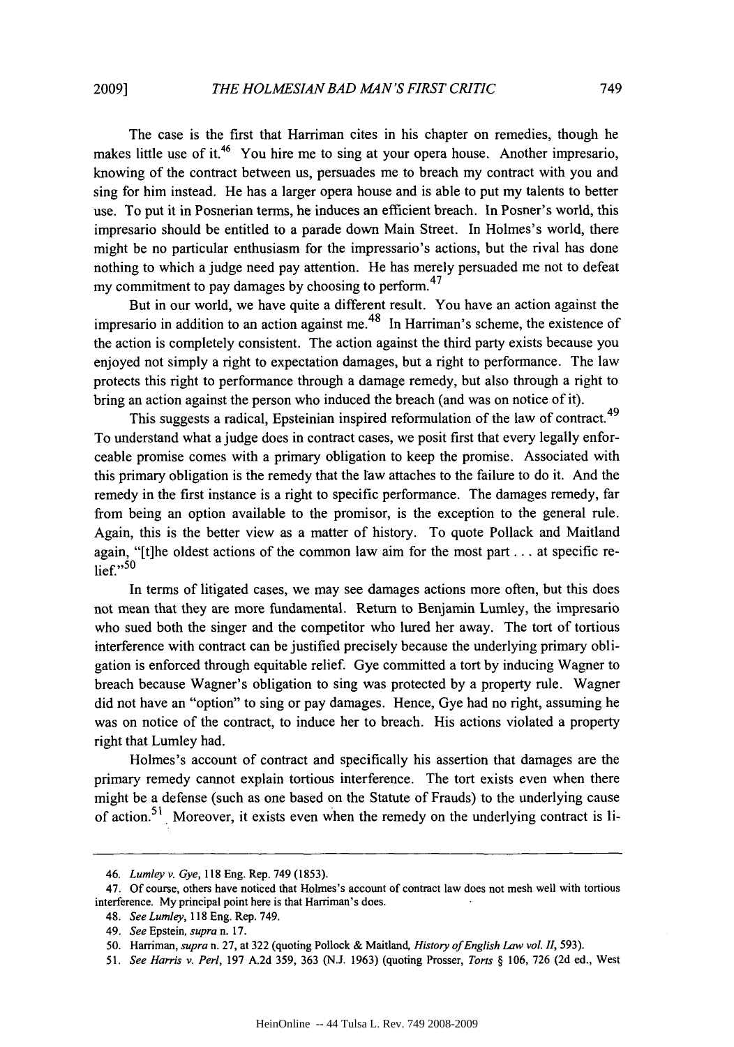The case is the first that Harriman cites in his chapter on remedies, though he makes little use of it.[46] You hire me to sing at your opera house. Another impresario, knowing of the contract between us, persuades me to breach my contract with you and sing for him instead. He has a larger opera house and is able to put my talents to better use. To put it in Posnerian terms, he induces an efficient breach. In Posner's world, this impresario should be entitled to a parade down Main Street. In Holmes's world, there might be no particular enthusiasm for the impressario's actions, but the rival has done nothing to which a judge need pay attention. He has merely persuaded me not to defeat my commitment to pay damages by choosing to perform.[47]

But in our world, we have quite a different result. You have an action against the impresario in addition to an action against me.[48] In Harriman's scheme, the existence of the action is completely consistent. The action against the third party exists because you enjoyed not simply a right to expectation damages, but a right to performance. The law protects this right to performance through a damage remedy, but also through a right to bring an action against the person who induced the breach (and was on notice of it).

This suggests a radical, Epsteinian inspired reformulation of the law of contract.[49] To understand what a judge does in contract cases, we posit first that every legally enforceable promise comes with a primary obligation to keep the promise. Associated with this primary obligation is the remedy that the law attaches to the failure to do it. And the remedy in the first instance is a right to specific performance. The damages remedy, far from being an option available to the promisor, is the exception to the general rule. Again, this is the better view as a matter of history. To quote Pollack and Maitland again, "[t]he oldest actions of the common law aim for the most part . . . at specific relief."[50]

In terms of litigated cases, we may see damages actions more often, but this does not mean that they are more fundamental. Return to Benjamin Lumley, the impresario who sued both the singer and the competitor who lured her away. The tort of tortious interference with contract can be justified precisely because the underlying primary obligation is enforced through equitable relief. Gye committed a tort by inducing Wagner to breach because Wagner's obligation to sing was protected by a property rule. Wagner did not have an "option" to sing or pay damages. Hence, Gye had no right, assuming he was on notice of the contract, to induce her to breach. His actions violated a property right that Lumley had.

Holmes's account of contract and specifically his assertion that damages are the primary remedy cannot explain tortious interference. The tort exists even when there might be a defense (such as one based on the Statute of Frauds) to the underlying cause of action.[51] Moreover, it exists even when the remedy on the underlying contract is li-

---

46. *Lumley v. Gye*, 118 Eng. Rep. 749 (1853).

47. Of course, others have noticed that Holmes's account of contract law does not mesh well with tortious interference. My principal point here is that Harriman's does.

48. *See Lumley*, 118 Eng. Rep. 749.

49. *See* Epstein, *supra* n. 17.

50. Harriman, *supra* n. 27, at 322 (quoting Pollock & Maitland, *History of English Law vol. II*, 593).

51. *See Harris v. Perl*, 197 A.2d 359, 363 (N.J. 1963) (quoting Prosser, *Torts* § 106, 726 (2d ed., West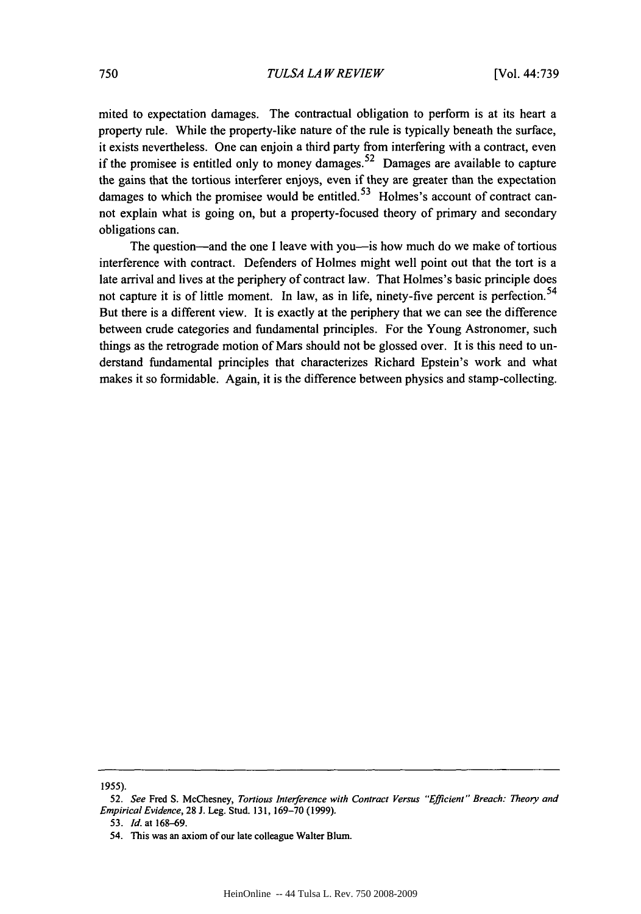mited to expectation damages. The contractual obligation to perform is at its heart a property rule. While the property-like nature of the rule is typically beneath the surface, it exists nevertheless. One can enjoin a third party from interfering with a contract, even if the promisee is entitled only to money damages.[52] Damages are available to capture the gains that the tortious interferer enjoys, even if they are greater than the expectation damages to which the promisee would be entitled.[53] Holmes's account of contract cannot explain what is going on, but a property-focused theory of primary and secondary obligations can.

The question—and the one I leave with you—is how much do we make of tortious interference with contract. Defenders of Holmes might well point out that the tort is a late arrival and lives at the periphery of contract law. That Holmes's basic principle does not capture it is of little moment. In law, as in life, ninety-five percent is perfection.[54] But there is a different view. It is exactly at the periphery that we can see the difference between crude categories and fundamental principles. For the Young Astronomer, such things as the retrograde motion of Mars should not be glossed over. It is this need to understand fundamental principles that characterizes Richard Epstein's work and what makes it so formidable. Again, it is the difference between physics and stamp-collecting.

---

1955).

52. *See* Fred S. McChesney, *Tortious Interference with Contract Versus "Efficient" Breach: Theory and Empirical Evidence*, 28 J. Leg. Stud. 131, 169–70 (1999).

53. *Id.* at 168–69.

54. This was an axiom of our late colleague Walter Blum.